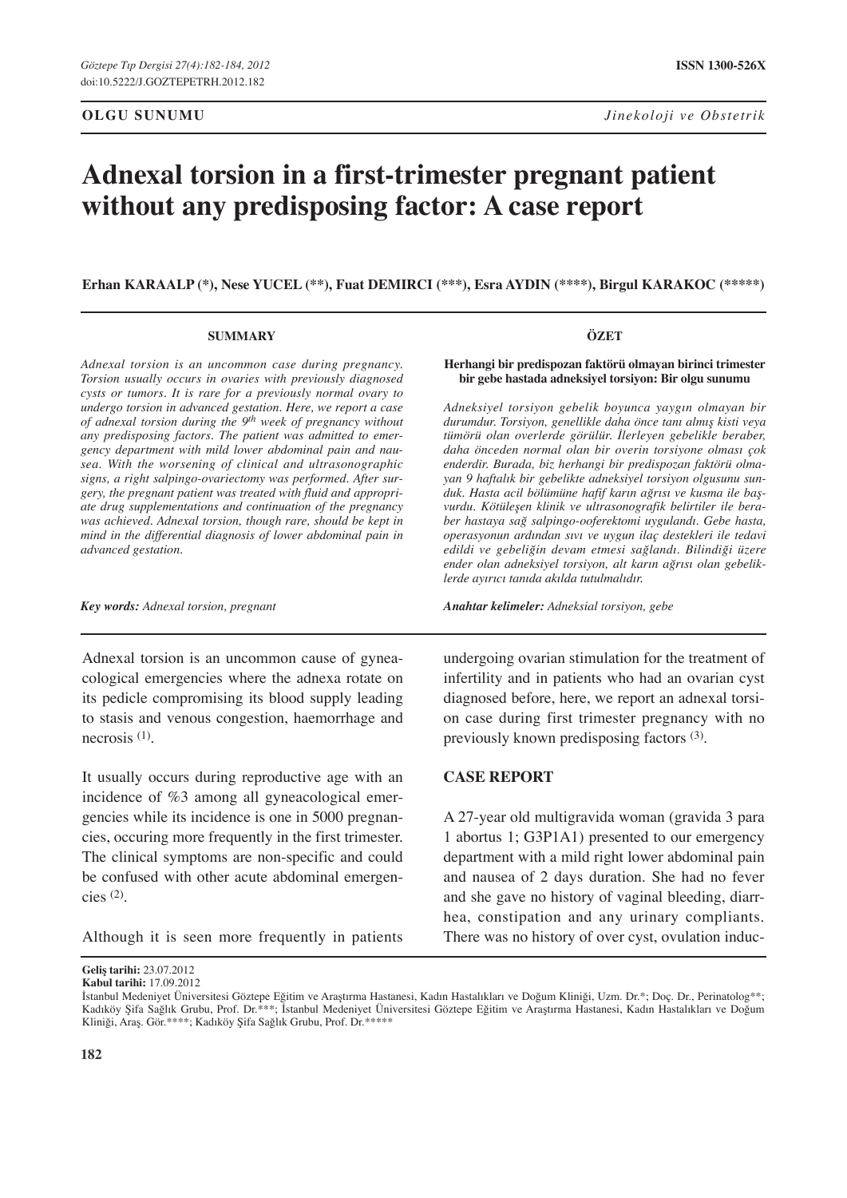**OLGU SUNUMU** *Jinekoloji ve Obstetrik*

# Adnexal torsion in a first-trimester pregnant patient without any predisposing factor: A case report

**Erhan KARAALP (\*), Nese YUCEL (\*\*), Fuat DEMIRCI (\*\*\*), Esra AYDIN (\*\*\*\*), Birgul KARAKOC (\*\*\*\*\*)**

#### SUMMARY

*Adnexal torsion is an uncommon case during pregnancy. Torsion usually occurs in ovaries with previously diagnosed cysts or tumors. It is rare for a previously normal ovary to undergo torsion in advanced gestation. Here, we report a case of adnexal torsion during the 9th week of pregnancy without any predisposing factors. The patient was admitted to emergency department with mild lower abdominal pain and nausea. With the worsening of clinical and ultrasonographic signs, a right salpingo-ovariectomy was performed. After surgery, the pregnant patient was treated with fluid and appropriate drug supplementations and continuation of the pregnancy was achieved. Adnexal torsion, though rare, should be kept in mind in the differential diagnosis of lower abdominal pain in advanced gestation.*

***Key words:*** *Adnexal torsion, pregnant*

#### ÖZET

**Herhangi bir predispozan faktörü olmayan birinci trimester bir gebe hastada adneksiyel torsiyon: Bir olgu sunumu**

*Adneksiyel torsiyon gebelik boyunca yaygın olmayan bir durumdur. Torsiyon, genellikle daha önce tanı almış kisti veya tümörü olan overlerde görülür. İlerleyen gebelikle beraber, daha önceden normal olan bir overin torsiyone olması çok enderdir. Burada, biz herhangi bir predispozan faktörü olmayan 9 haftalık bir gebelikte adneksiyel torsiyon olgusunu sunduk. Hasta acil bölümüne hafif karın ağrısı ve kusma ile başvurdu. Kötüleşen klinik ve ultrasonografik belirtiler ile beraber hastaya sağ salpingo-ooferektomi uygulandı. Gebe hasta, operasyonun ardından sıvı ve uygun ilaç destekleri ile tedavi edildi ve gebeliğin devam etmesi sağlandı. Bilindiği üzere ender olan adneksiyel torsiyon, alt karın ağrısı olan gebeliklerde ayırıcı tanıda akılda tutulmalıdır.*

***Anahtar kelimeler:*** *Adneksial torsiyon, gebe*

Adnexal torsion is an uncommon cause of gynaecological emergencies where the adnexa rotate on its pedicle compromising its blood supply leading to stasis and venous congestion, haemorrhage and necrosis [1].

It usually occurs during reproductive age with an incidence of %3 among all gyneacological emergencies while its incidence is one in 5000 pregnancies, occuring more frequently in the first trimester. The clinical symptoms are non-specific and could be confused with other acute abdominal emergencies [2].

Although it is seen more frequently in patients undergoing ovarian stimulation for the treatment of infertility and in patients who had an ovarian cyst diagnosed before, here, we report an adnexal torsion case during first trimester pregnancy with no previously known predisposing factors [3].

## CASE REPORT

A 27-year old multigravida woman (gravida 3 para 1 abortus 1; G3P1A1) presented to our emergency department with a mild right lower abdominal pain and nausea of 2 days duration. She had no fever and she gave no history of vaginal bleeding, diarrhea, constipation and any urinary compliants. There was no history of over cyst, ovulation induc-

**Geliş tarihi:** 23.07.2012
**Kabul tarihi:** 17.09.2012

İstanbul Medeniyet Üniversitesi Göztepe Eğitim ve Araştırma Hastanesi, Kadın Hastalıkları ve Doğum Kliniği, Uzm. Dr.\*; Doç. Dr., Perinatolog\*\*; Kadıköy Şifa Sağlık Grubu, Prof. Dr.\*\*\*; İstanbul Medeniyet Üniversitesi Göztepe Eğitim ve Araştırma Hastanesi, Kadın Hastalıkları ve Doğum Kliniği, Araş. Gör.\*\*\*\*; Kadıköy Şifa Sağlık Grubu, Prof. Dr.\*\*\*\*\*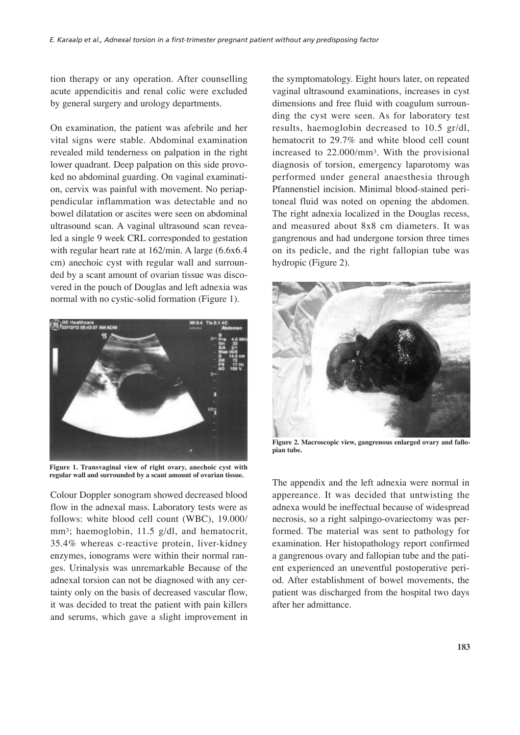tion therapy or any operation. After counselling acute appendicitis and renal colic were excluded by general surgery and urology departments.

On examination, the patient was afebrile and her vital signs were stable. Abdominal examination revealed mild tenderness on palpation in the right lower quadrant. Deep palpation on this side provoked no abdominal guarding. On vaginal examination, cervix was painful with movement. No periappendicular inflammation was detectable and no bowel dilatation or ascites were seen on abdominal ultrasound scan. A vaginal ultrasound scan revealed a single 9 week CRL corresponded to gestation with regular heart rate at 162/min. A large (6.6x6.4 cm) anechoic cyst with regular wall and surrounded by a scant amount of ovarian tissue was discovered in the pouch of Douglas and left adnexia was normal with no cystic-solid formation (Figure 1).

**Figure 1. Transvaginal view of right ovary, anechoic cyst with regular wall and surrounded by a scant amount of ovarian tissue.**

Colour Doppler sonogram showed decreased blood flow in the adnexal mass. Laboratory tests were as follows: white blood cell count (WBC), 19.000/mm$^3$; haemoglobin, 11.5 g/dl, and hematocrit, 35.4% whereas c-reactive protein, liver-kidney enzymes, ionograms were within their normal ranges. Urinalysis was unremarkable Because of the adnexal torsion can not be diagnosed with any certainty only on the basis of decreased vascular flow, it was decided to treat the patient with pain killers and serums, which gave a slight improvement in the symptomatology. Eight hours later, on repeated vaginal ultrasound examinations, increases in cyst dimensions and free fluid with coagulum surrounding the cyst were seen. As for laboratory test results, haemoglobin decreased to 10.5 gr/dl, hematocrit to 29.7% and white blood cell count increased to 22.000/mm$^3$. With the provisional diagnosis of torsion, emergency laparotomy was performed under general anaesthesia through Pfannenstiel incision. Minimal blood-stained peritoneal fluid was noted on opening the abdomen. The right adnexia localized in the Douglas recess, and measured about 8x8 cm diameters. It was gangrenous and had undergone torsion three times on its pedicle, and the right fallopian tube was hydropic (Figure 2).

**Figure 2. Macroscopic view, gangrenous enlarged ovary and fallopian tube.**

The appendix and the left adnexia were normal in appereance. It was decided that untwisting the adnexa would be ineffectual because of widespread necrosis, so a right salpingo-ovariectomy was performed. The material was sent to pathology for examination. Her histopathology report confirmed a gangrenous ovary and fallopian tube and the patient experienced an uneventful postoperative period. After establishment of bowel movements, the patient was discharged from the hospital two days after her admittance.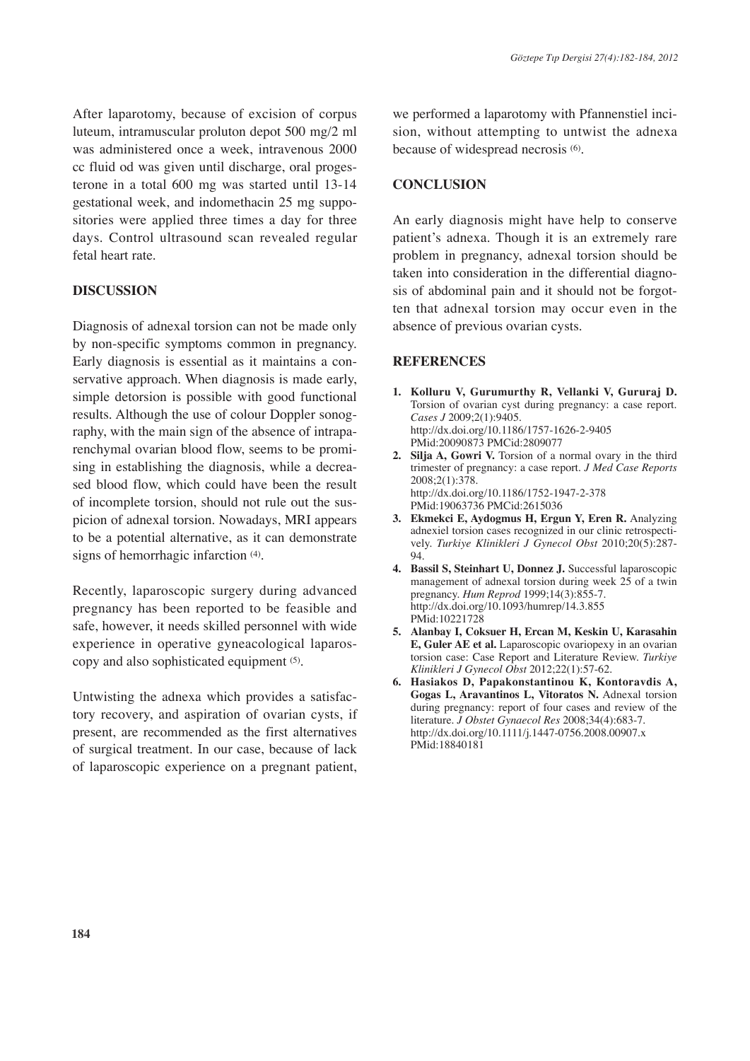After laparotomy, because of excision of corpus luteum, intramuscular proluton depot 500 mg/2 ml was administered once a week, intravenous 2000 cc fluid od was given until discharge, oral progesterone in a total 600 mg was started until 13-14 gestational week, and indomethacin 25 mg suppositories were applied three times a day for three days. Control ultrasound scan revealed regular fetal heart rate.

## DISCUSSION

Diagnosis of adnexal torsion can not be made only by non-specific symptoms common in pregnancy. Early diagnosis is essential as it maintains a conservative approach. When diagnosis is made early, simple detorsion is possible with good functional results. Although the use of colour Doppler sonography, with the main sign of the absence of intraparenchymal ovarian blood flow, seems to be promising in establishing the diagnosis, while a decreased blood flow, which could have been the result of incomplete torsion, should not rule out the suspicion of adnexal torsion. Nowadays, MRI appears to be a potential alternative, as it can demonstrate signs of hemorrhagic infarction [4].

Recently, laparoscopic surgery during advanced pregnancy has been reported to be feasible and safe, however, it needs skilled personnel with wide experience in operative gyneacological laparoscopy and also sophisticated equipment [5].

Untwisting the adnexa which provides a satisfactory recovery, and aspiration of ovarian cysts, if present, are recommended as the first alternatives of surgical treatment. In our case, because of lack of laparoscopic experience on a pregnant patient, we performed a laparotomy with Pfannenstiel incision, without attempting to untwist the adnexa because of widespread necrosis [6].

## CONCLUSION

An early diagnosis might have help to conserve patient's adnexa. Though it is an extremely rare problem in pregnancy, adnexal torsion should be taken into consideration in the differential diagnosis of abdominal pain and it should not be forgotten that adnexal torsion may occur even in the absence of previous ovarian cysts.

## REFERENCES

1. **Kolluru V, Gurumurthy R, Vellanki V, Gururaj D.** Torsion of ovarian cyst during pregnancy: a case report. *Cases J* 2009;2(1):9405. http://dx.doi.org/10.1186/1757-1626-2-9405 PMid:20090873 PMCid:2809077
2. **Silja A, Gowri V.** Torsion of a normal ovary in the third trimester of pregnancy: a case report. *J Med Case Reports* 2008;2(1):378. http://dx.doi.org/10.1186/1752-1947-2-378 PMid:19063736 PMCid:2615036
3. **Ekmekci E, Aydogmus H, Ergun Y, Eren R.** Analyzing adnexiel torsion cases recognized in our clinic retrospectively. *Turkiye Klinikleri J Gynecol Obst* 2010;20(5):287-94.
4. **Bassil S, Steinhart U, Donnez J.** Successful laparoscopic management of adnexal torsion during week 25 of a twin pregnancy. *Hum Reprod* 1999;14(3):855-7. http://dx.doi.org/10.1093/humrep/14.3.855 PMid:10221728
5. **Alanbay I, Coksuer H, Ercan M, Keskin U, Karasahin E, Guler AE et al.** Laparoscopic ovariopexy in an ovarian torsion case: Case Report and Literature Review. *Turkiye Klinikleri J Gynecol Obst* 2012;22(1):57-62.
6. **Hasiakos D, Papakonstantinou K, Kontoravdis A, Gogas L, Aravantinos L, Vitoratos N.** Adnexal torsion during pregnancy: report of four cases and review of the literature. *J Obstet Gynaecol Res* 2008;34(4):683-7. http://dx.doi.org/10.1111/j.1447-0756.2008.00907.x PMid:18840181